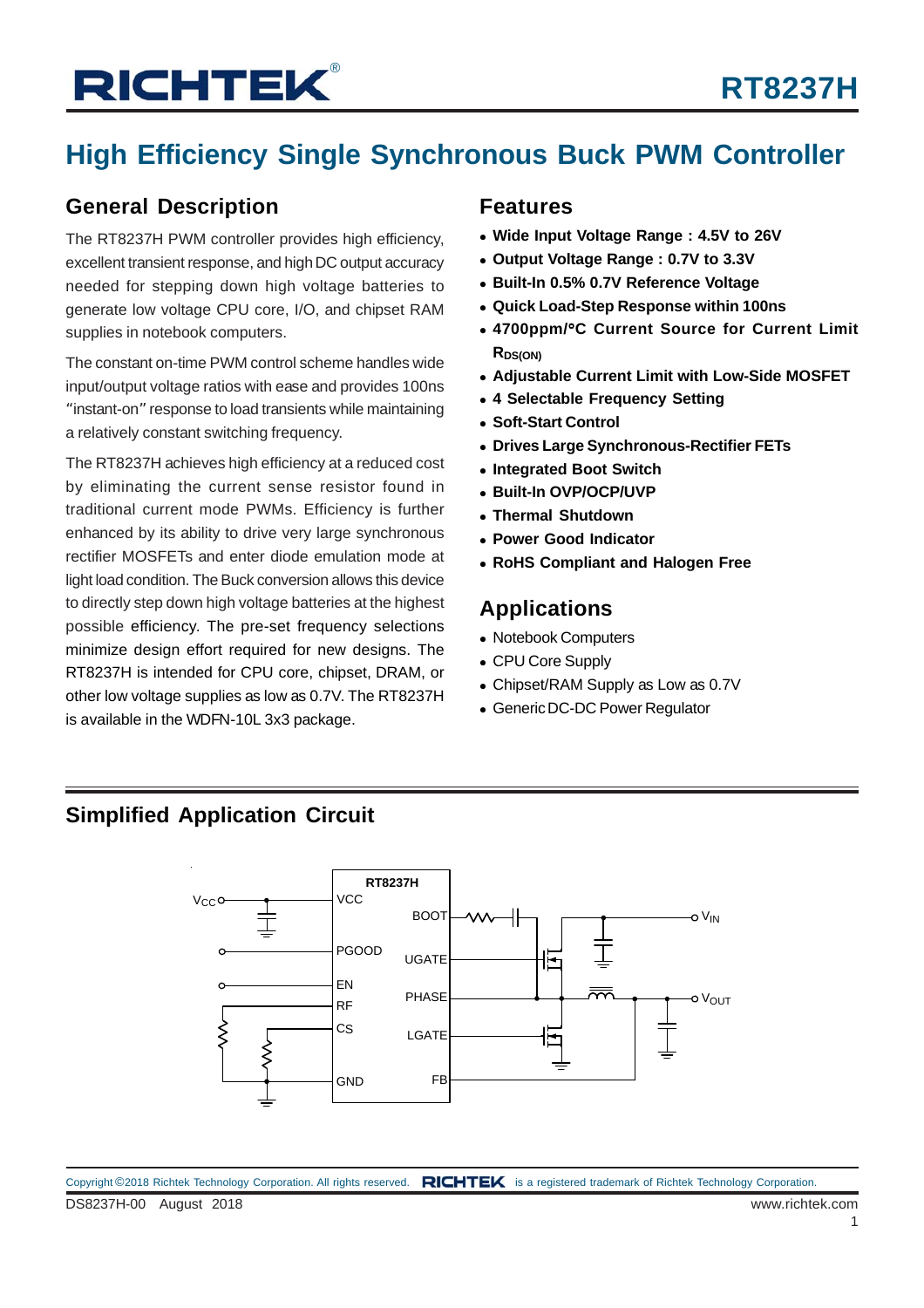# RT8237H

## High Efficiency Single Synchronous Buck PWM Controller

### General Description

The RT8237H PWM controller provides high efficiency, excellent transient response, and high DC output accuracy needed for stepping down high voltage batteries to generate low voltage CPU core, I/O, and chipset RAM supplies in notebook computers.

The constant on-time PWM control scheme handles wide input/output voltage ratios with ease and provides 100ns "instant-on" response to load transients while maintaining a relatively constant switching frequency.

The RT8237H achieves high efficiency at a reduced cost by eliminating the current sense resistor found in traditional current mode PWMs. Efficiency is further enhanced by its ability to drive very large synchronous rectifier MOSFETs and enter diode emulation mode at light load condition. The Buck conversion allows this device to directly step down high voltage batteries at the highest possible efficiency. The pre-set frequency selections minimize design effort required for new designs. The RT8237H is intended for CPU core, chipset, DRAM, or other low voltage supplies as low as 0.7V. The RT8237H is available in the WDFN-10L 3x3 package.

### Features

- **Wide Input Voltage Range : 4.5V to 26V**
- **Output Voltage Range : 0.7V to 3.3V**
- **Built-In 0.5% 0.7V Reference Voltage**
- **Quick Load-Step Response within 100ns**
- **4700ppm/°C Current Source for Current Limit $R_{DS(ON)}$**
- **Adjustable Current Limit with Low-Side MOSFET**
- **4 Selectable Frequency Setting**
- **Soft-Start Control**
- **Drives Large Synchronous-Rectifier FETs**
- **Integrated Boot Switch**
- **Built-In OVP/OCP/UVP**
- **Thermal Shutdown**
- **Power Good Indicator**
- **RoHS Compliant and Halogen Free**

### Applications

- Notebook Computers
- CPU Core Supply
- Chipset/RAM Supply as Low as 0.7V
- Generic DC-DC Power Regulator

### Simplified Application Circuit

RT8237H — VCC, PGOOD, EN, RF, CS, GND, BOOT, UGATE, PHASE, LGATE, FB; $V_{CC}$, $V_{IN}$, $V_{OUT}$

Copyright ©2018 Richtek Technology Corporation. All rights reserved. RICHTEK is a registered trademark of Richtek Technology Corporation.

DS8237H-00 August 2018 www.richtek.com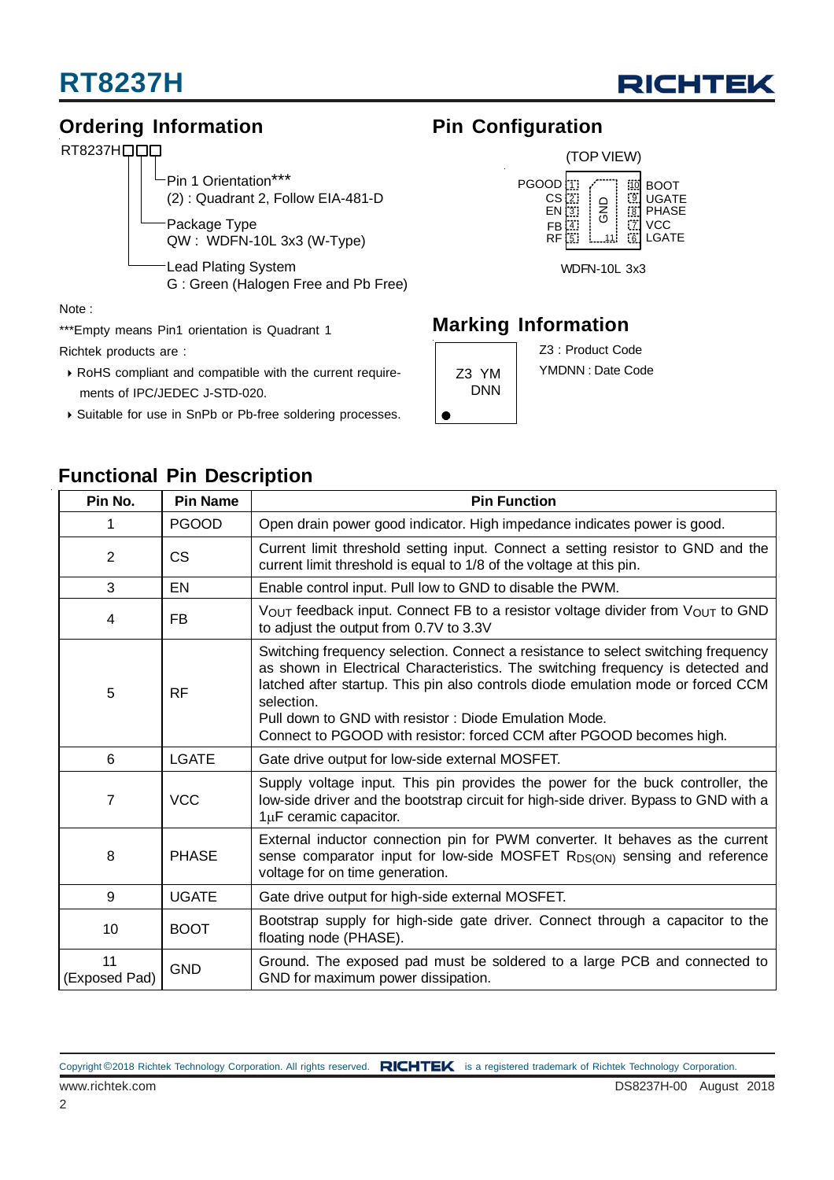## Ordering Information

RT8237H□□□

- Pin 1 Orientation***
  (2) : Quadrant 2, Follow EIA-481-D
- Package Type
  QW : WDFN-10L 3x3 (W-Type)
- Lead Plating System
  G : Green (Halogen Free and Pb Free)

Note :

***Empty means Pin1 orientation is Quadrant 1

Richtek products are :

- RoHS compliant and compatible with the current requirements of IPC/JEDEC J-STD-020.
- Suitable for use in SnPb or Pb-free soldering processes.

## Pin Configuration

(TOP VIEW)

| Pin | Name | | Pin | Name |
|---|---|---|---|---|
| 1 | PGOOD | GND (11) | 10 | BOOT |
| 2 | CS | | 9 | UGATE |
| 3 | EN | | 8 | PHASE |
| 4 | FB | | 7 | VCC |
| 5 | RF | | 6 | LGATE |

WDFN-10L 3x3

## Marking Information

Z3 YM
DNN

Z3 : Product Code

YMDNN : Date Code

## Functional Pin Description

| Pin No. | Pin Name | Pin Function |
|---|---|---|
| 1 | PGOOD | Open drain power good indicator. High impedance indicates power is good. |
| 2 | CS | Current limit threshold setting input. Connect a setting resistor to GND and the current limit threshold is equal to 1/8 of the voltage at this pin. |
| 3 | EN | Enable control input. Pull low to GND to disable the PWM. |
| 4 | FB | $V_{OUT}$ feedback input. Connect FB to a resistor voltage divider from $V_{OUT}$ to GND to adjust the output from 0.7V to 3.3V |
| 5 | RF | Switching frequency selection. Connect a resistance to select switching frequency as shown in Electrical Characteristics. The switching frequency is detected and latched after startup. This pin also controls diode emulation mode or forced CCM selection.<br>Pull down to GND with resistor : Diode Emulation Mode.<br>Connect to PGOOD with resistor: forced CCM after PGOOD becomes high. |
| 6 | LGATE | Gate drive output for low-side external MOSFET. |
| 7 | VCC | Supply voltage input. This pin provides the power for the buck controller, the low-side driver and the bootstrap circuit for high-side driver. Bypass to GND with a 1μF ceramic capacitor. |
| 8 | PHASE | External inductor connection pin for PWM converter. It behaves as the current sense comparator input for low-side MOSFET $R_{DS(ON)}$ sensing and reference voltage for on time generation. |
| 9 | UGATE | Gate drive output for high-side external MOSFET. |
| 10 | BOOT | Bootstrap supply for high-side gate driver. Connect through a capacitor to the floating node (PHASE). |
| 11 (Exposed Pad) | GND | Ground. The exposed pad must be soldered to a large PCB and connected to GND for maximum power dissipation. |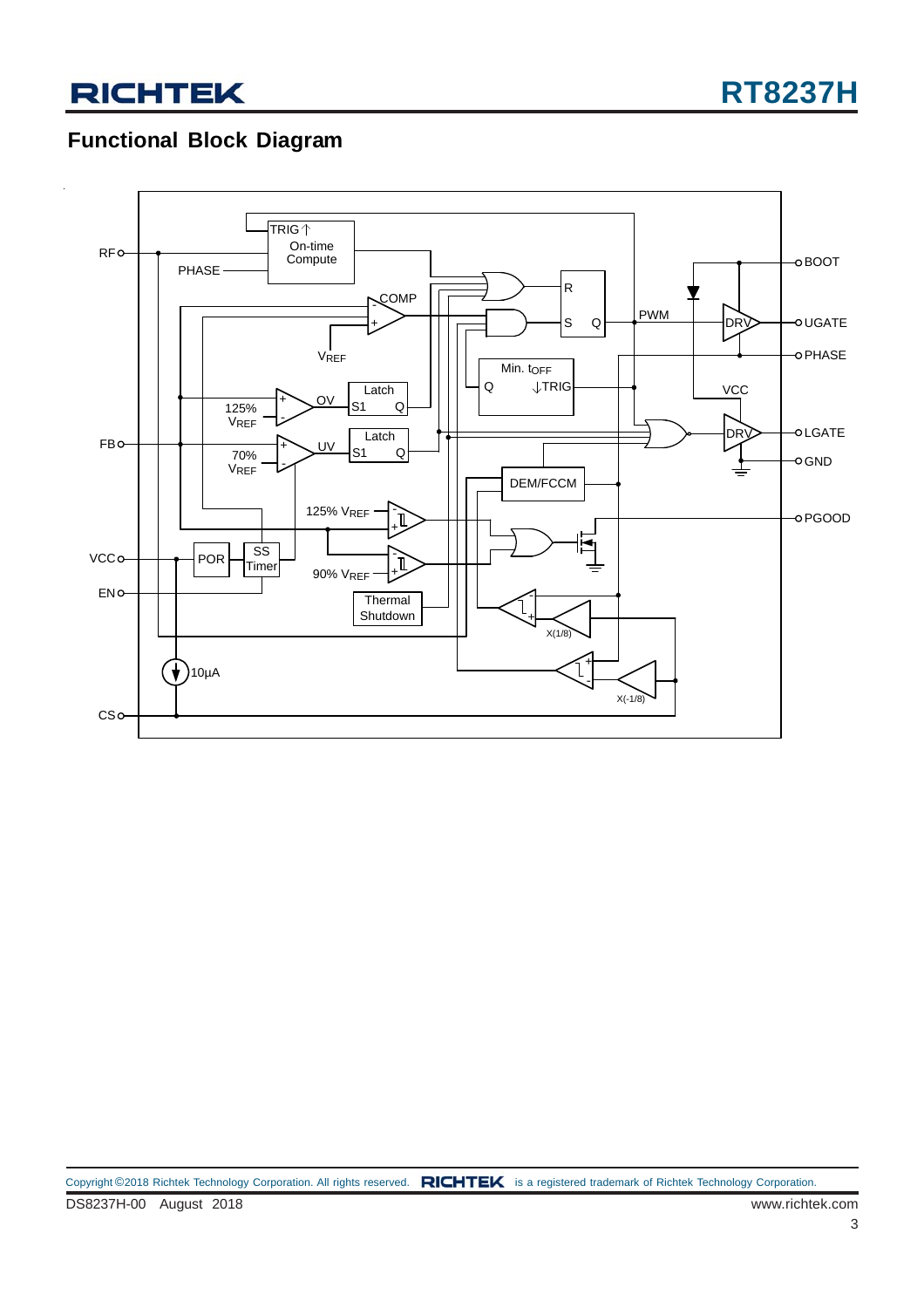## Functional Block Diagram

RF

PHASE

TRIG↑

On-time Compute

COMP

$V_{REF}$

R

S Q

PWM

BOOT

DRV

UGATE

PHASE

Min. $t_{OFF}$

Q ↓TRIG

VCC

125% $V_{REF}$

OV

Latch

S1 Q

FB

70% $V_{REF}$

UV

Latch

S1 Q

DRV

LGATE

GND

DEM/FCCM

125% $V_{REF}$

PGOOD

VCC

POR

SS Timer

90% $V_{REF}$

EN

Thermal Shutdown

X(1/8)

10µA

X(-1/8)

CS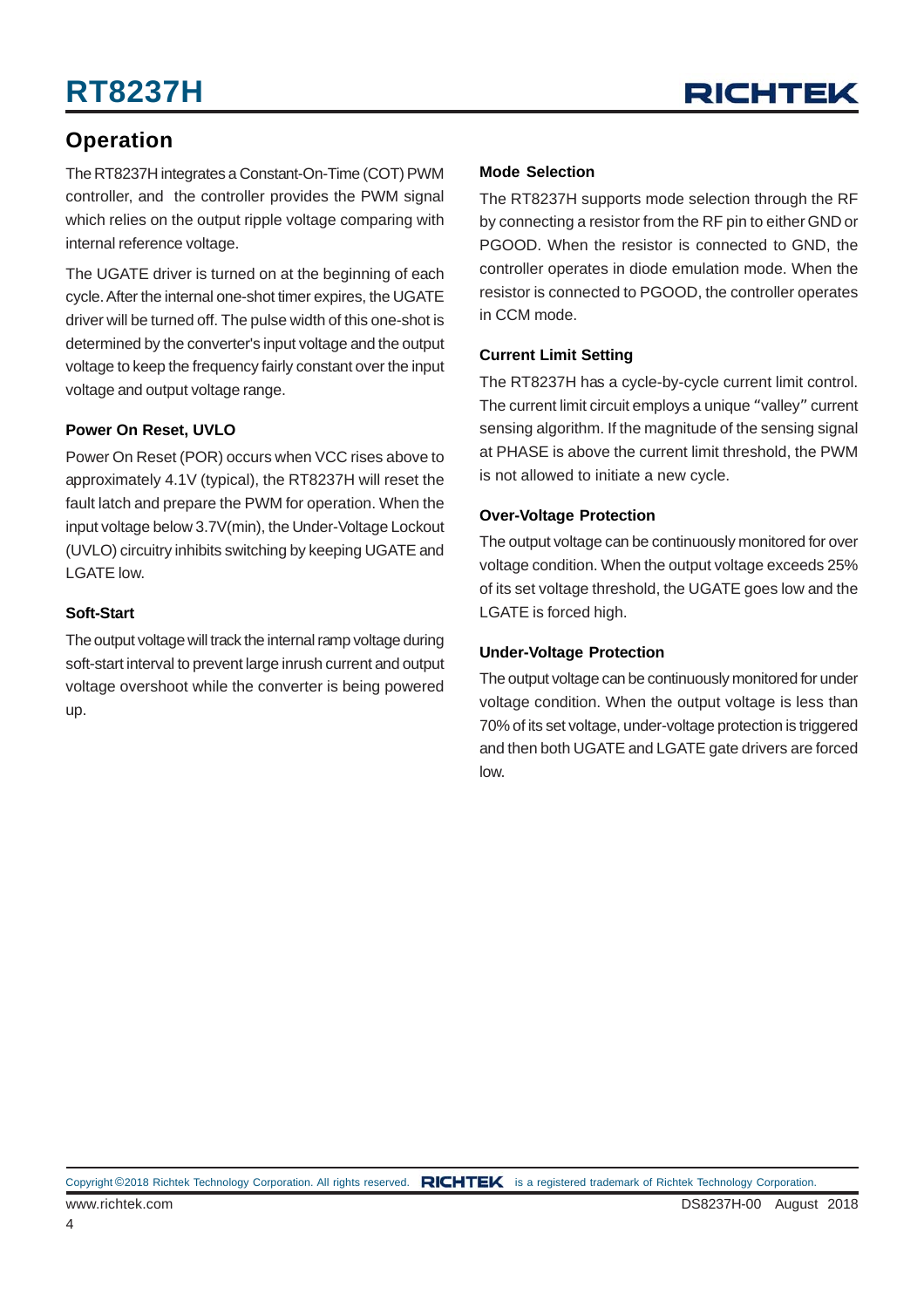## Operation

The RT8237H integrates a Constant-On-Time (COT) PWM controller, and the controller provides the PWM signal which relies on the output ripple voltage comparing with internal reference voltage.

The UGATE driver is turned on at the beginning of each cycle. After the internal one-shot timer expires, the UGATE driver will be turned off. The pulse width of this one-shot is determined by the converter's input voltage and the output voltage to keep the frequency fairly constant over the input voltage and output voltage range.

### Power On Reset, UVLO

Power On Reset (POR) occurs when VCC rises above to approximately 4.1V (typical), the RT8237H will reset the fault latch and prepare the PWM for operation. When the input voltage below 3.7V(min), the Under-Voltage Lockout (UVLO) circuitry inhibits switching by keeping UGATE and LGATE low.

### Soft-Start

The output voltage will track the internal ramp voltage during soft-start interval to prevent large inrush current and output voltage overshoot while the converter is being powered up.

### Mode Selection

The RT8237H supports mode selection through the RF by connecting a resistor from the RF pin to either GND or PGOOD. When the resistor is connected to GND, the controller operates in diode emulation mode. When the resistor is connected to PGOOD, the controller operates in CCM mode.

### Current Limit Setting

The RT8237H has a cycle-by-cycle current limit control. The current limit circuit employs a unique "valley" current sensing algorithm. If the magnitude of the sensing signal at PHASE is above the current limit threshold, the PWM is not allowed to initiate a new cycle.

### Over-Voltage Protection

The output voltage can be continuously monitored for over voltage condition. When the output voltage exceeds 25% of its set voltage threshold, the UGATE goes low and the LGATE is forced high.

### Under-Voltage Protection

The output voltage can be continuously monitored for under voltage condition. When the output voltage is less than 70% of its set voltage, under-voltage protection is triggered and then both UGATE and LGATE gate drivers are forced low.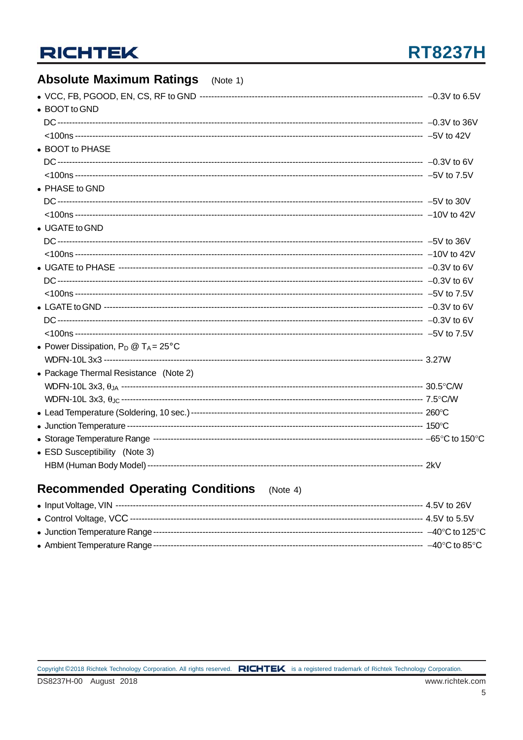## Absolute Maximum Ratings (Note 1)

- VCC, FB, PGOOD, EN, CS, RF to GND ---------- −0.3V to 6.5V
- BOOT to GND
  - DC ---------- −0.3V to 36V
  - <100ns ---------- −5V to 42V
- BOOT to PHASE
  - DC ---------- −0.3V to 6V
  - <100ns ---------- −5V to 7.5V
- PHASE to GND
  - DC ---------- −5V to 30V
  - <100ns ---------- −10V to 42V
- UGATE to GND
  - DC ---------- −5V to 36V
  - <100ns ---------- −10V to 42V
- UGATE to PHASE ---------- −0.3V to 6V
  - DC ---------- −0.3V to 6V
  - <100ns ---------- −5V to 7.5V
- LGATE to GND ---------- −0.3V to 6V
  - DC ---------- −0.3V to 6V
  - <100ns ---------- −5V to 7.5V
- Power Dissipation, $P_D$ @ $T_A$ = 25°C
  - WDFN-10L 3x3 ---------- 3.27W
- Package Thermal Resistance (Note 2)
  - WDFN-10L 3x3, $\theta_{JA}$ ---------- 30.5°C/W
  - WDFN-10L 3x3, $\theta_{JC}$ ---------- 7.5°C/W
- Lead Temperature (Soldering, 10 sec.) ---------- 260°C
- Junction Temperature ---------- 150°C
- Storage Temperature Range ---------- −65°C to 150°C
- ESD Susceptibility (Note 3)
  - HBM (Human Body Model) ---------- 2kV

## Recommended Operating Conditions (Note 4)

- Input Voltage, VIN ---------- 4.5V to 26V
- Control Voltage, VCC ---------- 4.5V to 5.5V
- Junction Temperature Range ---------- −40°C to 125°C
- Ambient Temperature Range ---------- −40°C to 85°C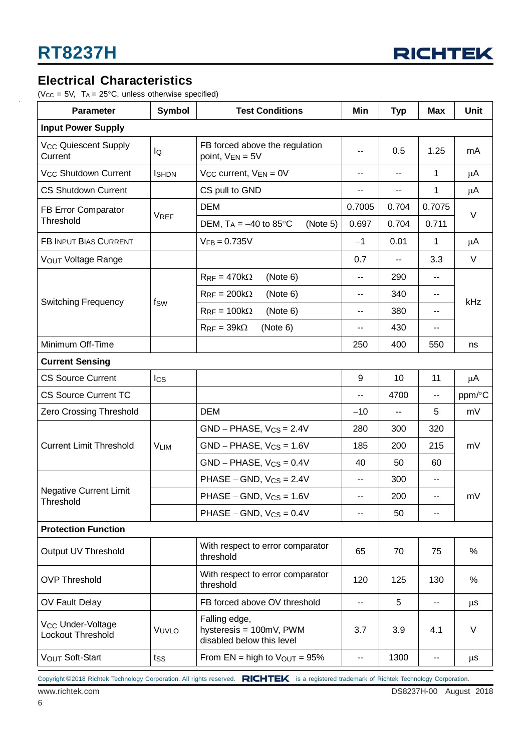## Electrical Characteristics

($V_{CC}$ = 5V, $T_A$ = 25°C, unless otherwise specified)

| Parameter | Symbol | Test Conditions | Min | Typ | Max | Unit |
|---|---|---|---|---|---|---|
| **Input Power Supply** | | | | | | |
| $V_{CC}$ Quiescent Supply Current | $I_Q$ | FB forced above the regulation point, $V_{EN}$ = 5V | -- | 0.5 | 1.25 | mA |
| $V_{CC}$ Shutdown Current | $I_{SHDN}$ | $V_{CC}$ current, $V_{EN}$ = 0V | -- | -- | 1 | μA |
| CS Shutdown Current | | CS pull to GND | -- | -- | 1 | μA |
| FB Error Comparator Threshold | $V_{REF}$ | DEM | 0.7005 | 0.704 | 0.7075 | V |
| | | DEM, $T_A$ = −40 to 85°C (Note 5) | 0.697 | 0.704 | 0.711 | |
| FB Input Bias Current | | $V_{FB}$ = 0.735V | −1 | 0.01 | 1 | μA |
| $V_{OUT}$ Voltage Range | | | 0.7 | -- | 3.3 | V |
| Switching Frequency | $f_{SW}$ | $R_{RF}$ = 470kΩ (Note 6) | -- | 290 | -- | kHz |
| | | $R_{RF}$ = 200kΩ (Note 6) | -- | 340 | -- | |
| | | $R_{RF}$ = 100kΩ (Note 6) | -- | 380 | -- | |
| | | $R_{RF}$ = 39kΩ (Note 6) | -- | 430 | -- | |
| Minimum Off-Time | | | 250 | 400 | 550 | ns |
| **Current Sensing** | | | | | | |
| CS Source Current | $I_{CS}$ | | 9 | 10 | 11 | μA |
| CS Source Current TC | | | -- | 4700 | -- | ppm/°C |
| Zero Crossing Threshold | | DEM | −10 | -- | 5 | mV |
| Current Limit Threshold | $V_{LIM}$ | GND − PHASE, $V_{CS}$ = 2.4V | 280 | 300 | 320 | mV |
| | | GND − PHASE, $V_{CS}$ = 1.6V | 185 | 200 | 215 | |
| | | GND − PHASE, $V_{CS}$ = 0.4V | 40 | 50 | 60 | |
| Negative Current Limit Threshold | | PHASE − GND, $V_{CS}$ = 2.4V | -- | 300 | -- | mV |
| | | PHASE − GND, $V_{CS}$ = 1.6V | -- | 200 | -- | |
| | | PHASE − GND, $V_{CS}$ = 0.4V | -- | 50 | -- | |
| **Protection Function** | | | | | | |
| Output UV Threshold | | With respect to error comparator threshold | 65 | 70 | 75 | % |
| OVP Threshold | | With respect to error comparator threshold | 120 | 125 | 130 | % |
| OV Fault Delay | | FB forced above OV threshold | -- | 5 | -- | μs |
| $V_{CC}$ Under-Voltage Lockout Threshold | $V_{UVLO}$ | Falling edge, hysteresis = 100mV, PWM disabled below this level | 3.7 | 3.9 | 4.1 | V |
| $V_{OUT}$ Soft-Start | $t_{SS}$ | From EN = high to $V_{OUT}$ = 95% | -- | 1300 | -- | μs |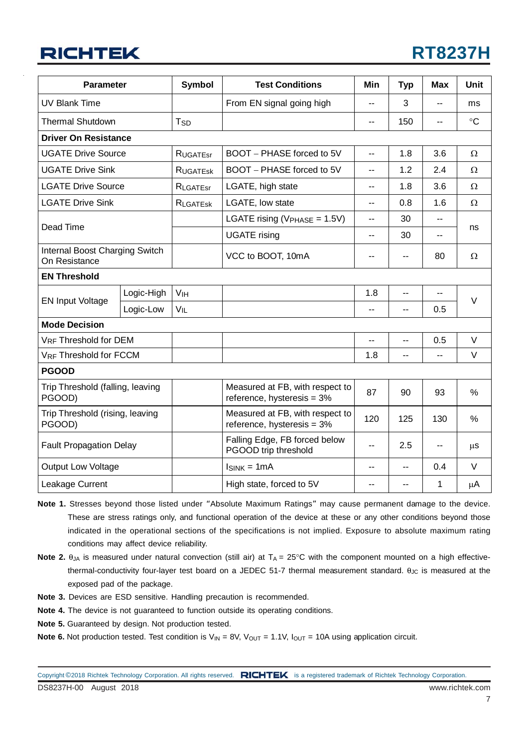| Parameter | | Symbol | Test Conditions | Min | Typ | Max | Unit |
|---|---|---|---|---|---|---|---|
| UV Blank Time | | | From EN signal going high | -- | 3 | -- | ms |
| Thermal Shutdown | | $T_{SD}$ | | -- | 150 | -- | °C |
| **Driver On Resistance** | | | | | | | |
| UGATE Drive Source | | $R_{UGATEsr}$ | BOOT − PHASE forced to 5V | -- | 1.8 | 3.6 | Ω |
| UGATE Drive Sink | | $R_{UGATEsk}$ | BOOT − PHASE forced to 5V | -- | 1.2 | 2.4 | Ω |
| LGATE Drive Source | | $R_{LGATEsr}$ | LGATE, high state | -- | 1.8 | 3.6 | Ω |
| LGATE Drive Sink | | $R_{LGATEsk}$ | LGATE, low state | -- | 0.8 | 1.6 | Ω |
| Dead Time | | | LGATE rising ($V_{PHASE}$ = 1.5V) | -- | 30 | -- | ns |
| | | | UGATE rising | -- | 30 | -- | |
| Internal Boost Charging Switch On Resistance | | | VCC to BOOT, 10mA | -- | -- | 80 | Ω |
| **EN Threshold** | | | | | | | |
| EN Input Voltage | Logic-High | $V_{IH}$ | | 1.8 | -- | -- | V |
| | Logic-Low | $V_{IL}$ | | -- | -- | 0.5 | |
| **Mode Decision** | | | | | | | |
| $V_{RF}$ Threshold for DEM | | | | -- | -- | 0.5 | V |
| $V_{RF}$ Threshold for FCCM | | | | 1.8 | -- | -- | V |
| **PGOOD** | | | | | | | |
| Trip Threshold (falling, leaving PGOOD) | | | Measured at FB, with respect to reference, hysteresis = 3% | 87 | 90 | 93 | % |
| Trip Threshold (rising, leaving PGOOD) | | | Measured at FB, with respect to reference, hysteresis = 3% | 120 | 125 | 130 | % |
| Fault Propagation Delay | | | Falling Edge, FB forced below PGOOD trip threshold | -- | 2.5 | -- | μs |
| Output Low Voltage | | | $I_{SINK}$ = 1mA | -- | -- | 0.4 | V |
| Leakage Current | | | High state, forced to 5V | -- | -- | 1 | μA |

**Note 1.** Stresses beyond those listed under "Absolute Maximum Ratings" may cause permanent damage to the device. These are stress ratings only, and functional operation of the device at these or any other conditions beyond those indicated in the operational sections of the specifications is not implied. Exposure to absolute maximum rating conditions may affect device reliability.

**Note 2.** $\theta_{JA}$ is measured under natural convection (still air) at $T_A$ = 25°C with the component mounted on a high effective-thermal-conductivity four-layer test board on a JEDEC 51-7 thermal measurement standard. $\theta_{JC}$ is measured at the exposed pad of the package.

**Note 3.** Devices are ESD sensitive. Handling precaution is recommended.

**Note 4.** The device is not guaranteed to function outside its operating conditions.

**Note 5.** Guaranteed by design. Not production tested.

**Note 6.** Not production tested. Test condition is $V_{IN}$ = 8V, $V_{OUT}$ = 1.1V, $I_{OUT}$ = 10A using application circuit.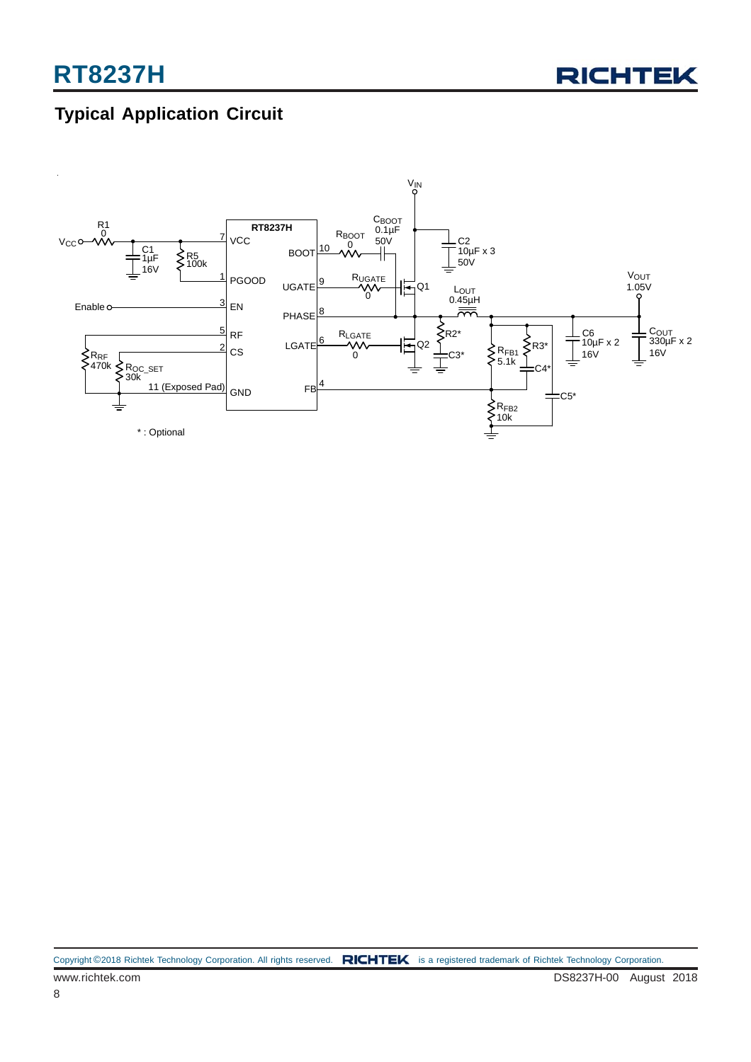# Typical Application Circuit

* : Optional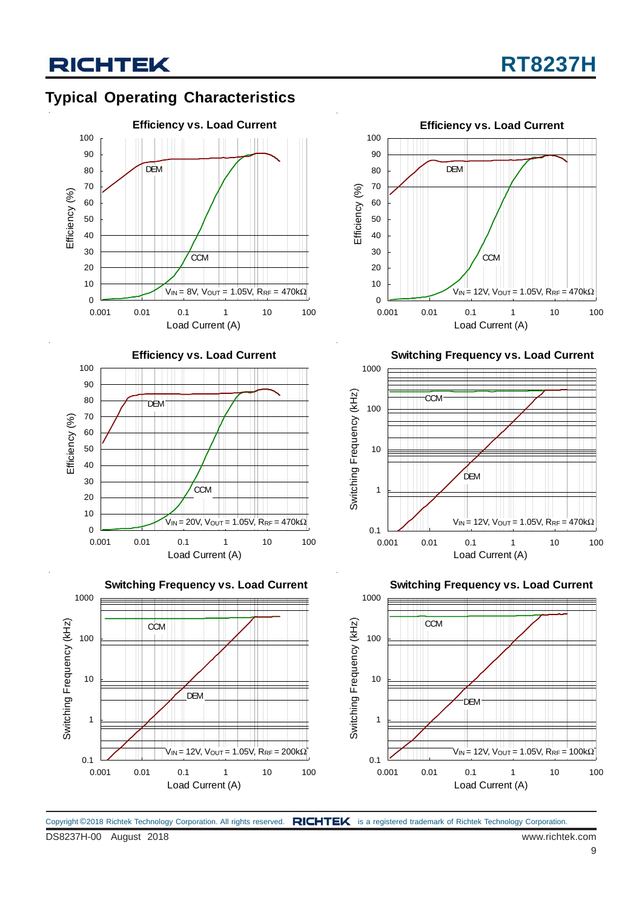## Typical Operating Characteristics

**Efficiency vs. Load Current**

Efficiency (%) vs. Load Current (A)

DEM, CCM

$V_{IN}$ = 8V, $V_{OUT}$ = 1.05V, $R_{RF}$ = 470kΩ

**Efficiency vs. Load Current**

Efficiency (%) vs. Load Current (A)

DEM, CCM

$V_{IN}$ = 12V, $V_{OUT}$ = 1.05V, $R_{RF}$ = 470kΩ

**Efficiency vs. Load Current**

Efficiency (%) vs. Load Current (A)

DEM, CCM

$V_{IN}$ = 20V, $V_{OUT}$ = 1.05V, $R_{RF}$ = 470kΩ

**Switching Frequency vs. Load Current**

Switching Frequency (kHz) vs. Load Current (A)

CCM, DEM

$V_{IN}$ = 12V, $V_{OUT}$ = 1.05V, $R_{RF}$ = 470kΩ

**Switching Frequency vs. Load Current**

Switching Frequency (kHz) vs. Load Current (A)

CCM, DEM

$V_{IN}$ = 12V, $V_{OUT}$ = 1.05V, $R_{RF}$ = 200kΩ

**Switching Frequency vs. Load Current**

Switching Frequency (kHz) vs. Load Current (A)

CCM, DEM

$V_{IN}$ = 12V, $V_{OUT}$ = 1.05V, $R_{RF}$ = 100kΩ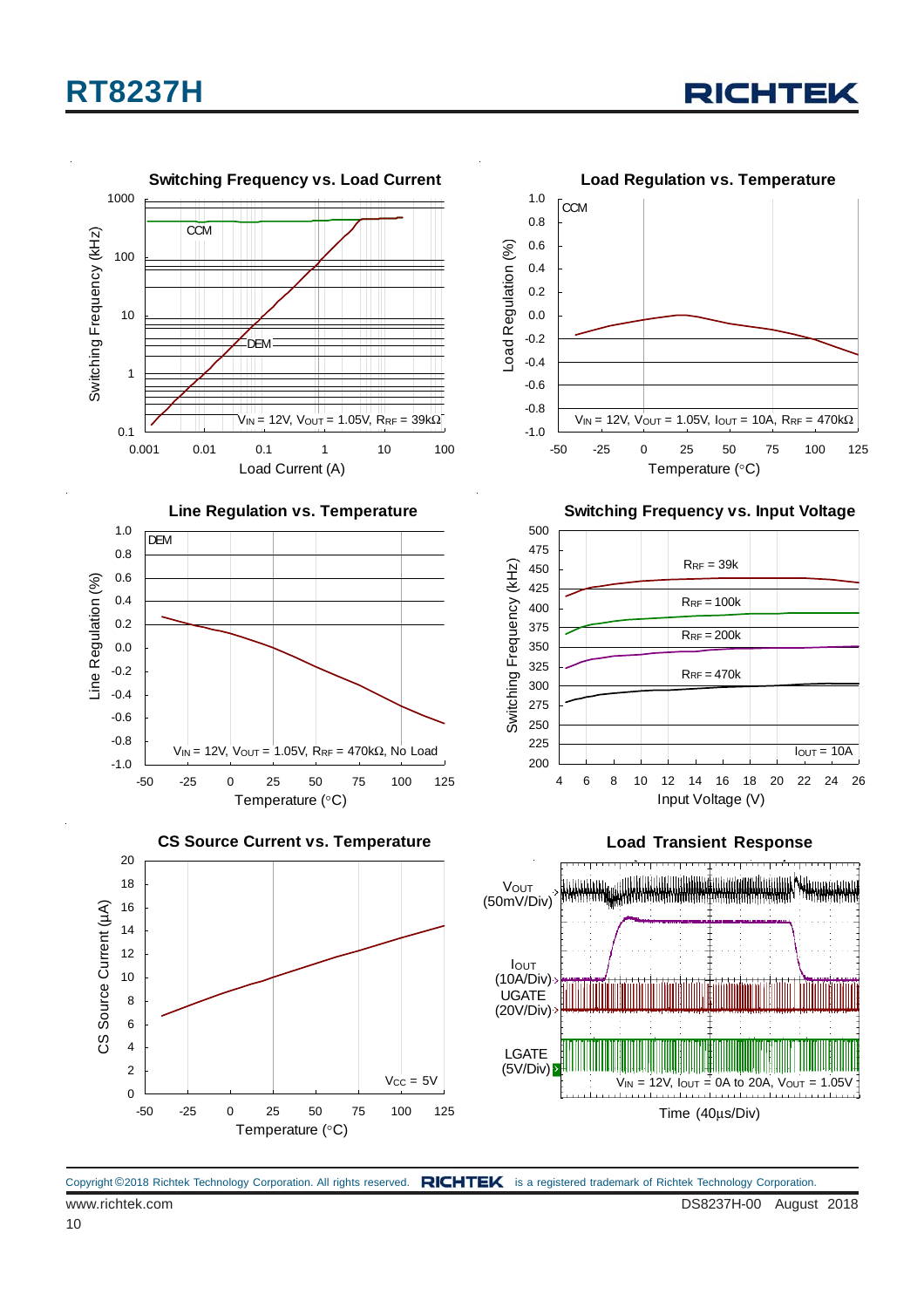**Switching Frequency vs. Load Current**

Switching Frequency (kHz) vs. Load Current (A); CCM, DEM; $V_{IN}$ = 12V, $V_{OUT}$ = 1.05V, $R_{RF}$ = 39kΩ

**Load Regulation vs. Temperature**

Load Regulation (%) vs. Temperature (°C); CCM; $V_{IN}$ = 12V, $V_{OUT}$ = 1.05V, $I_{OUT}$ = 10A, $R_{RF}$ = 470kΩ

**Line Regulation vs. Temperature**

Line Regulation (%) vs. Temperature (°C); DEM; $V_{IN}$ = 12V, $V_{OUT}$ = 1.05V, $R_{RF}$ = 470kΩ, No Load

**Switching Frequency vs. Input Voltage**

Switching Frequency (kHz) vs. Input Voltage (V); $R_{RF}$ = 39k, $R_{RF}$ = 100k, $R_{RF}$ = 200k, $R_{RF}$ = 470k; $I_{OUT}$ = 10A

**CS Source Current vs. Temperature**

CS Source Current (μA) vs. Temperature (°C); $V_{CC}$ = 5V

**Load Transient Response**

$V_{OUT}$ (50mV/Div), $I_{OUT}$ (10A/Div), UGATE (20V/Div), LGATE (5V/Div); $V_{IN}$ = 12V, $I_{OUT}$ = 0A to 20A, $V_{OUT}$ = 1.05V; Time (40μs/Div)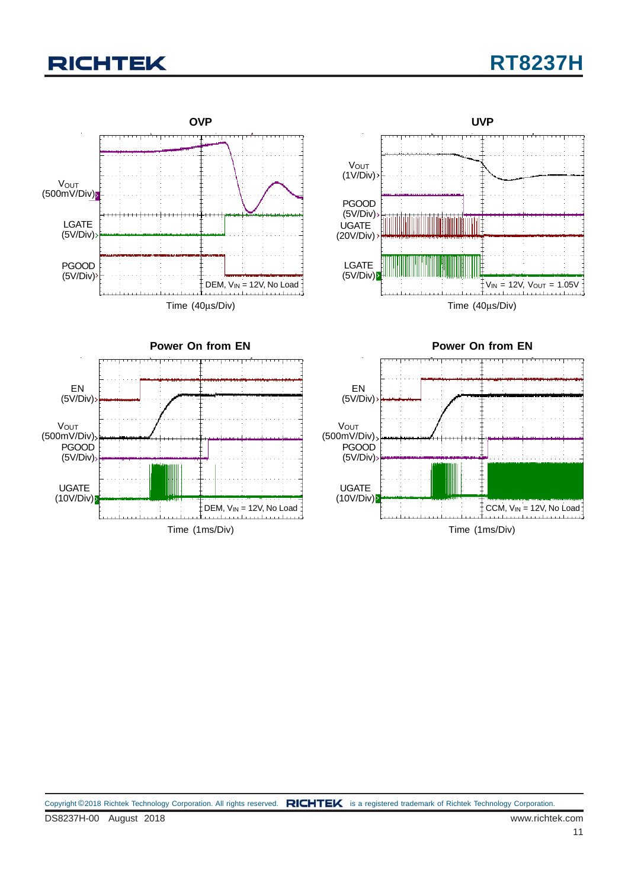**OVP**

$V_{OUT}$ (500mV/Div)

LGATE (5V/Div)

PGOOD (5V/Div)

DEM, $V_{IN}$ = 12V, No Load

Time (40μs/Div)

**UVP**

$V_{OUT}$ (1V/Div)

PGOOD (5V/Div)

UGATE (20V/Div)

LGATE (5V/Div)

$V_{IN}$ = 12V, $V_{OUT}$ = 1.05V

Time (40μs/Div)

**Power On from EN**

EN (5V/Div)

$V_{OUT}$ (500mV/Div)

PGOOD (5V/Div)

UGATE (10V/Div)

DEM, $V_{IN}$ = 12V, No Load

Time (1ms/Div)

**Power On from EN**

EN (5V/Div)

$V_{OUT}$ (500mV/Div)

PGOOD (5V/Div)

UGATE (10V/Div)

CCM, $V_{IN}$ = 12V, No Load

Time (1ms/Div)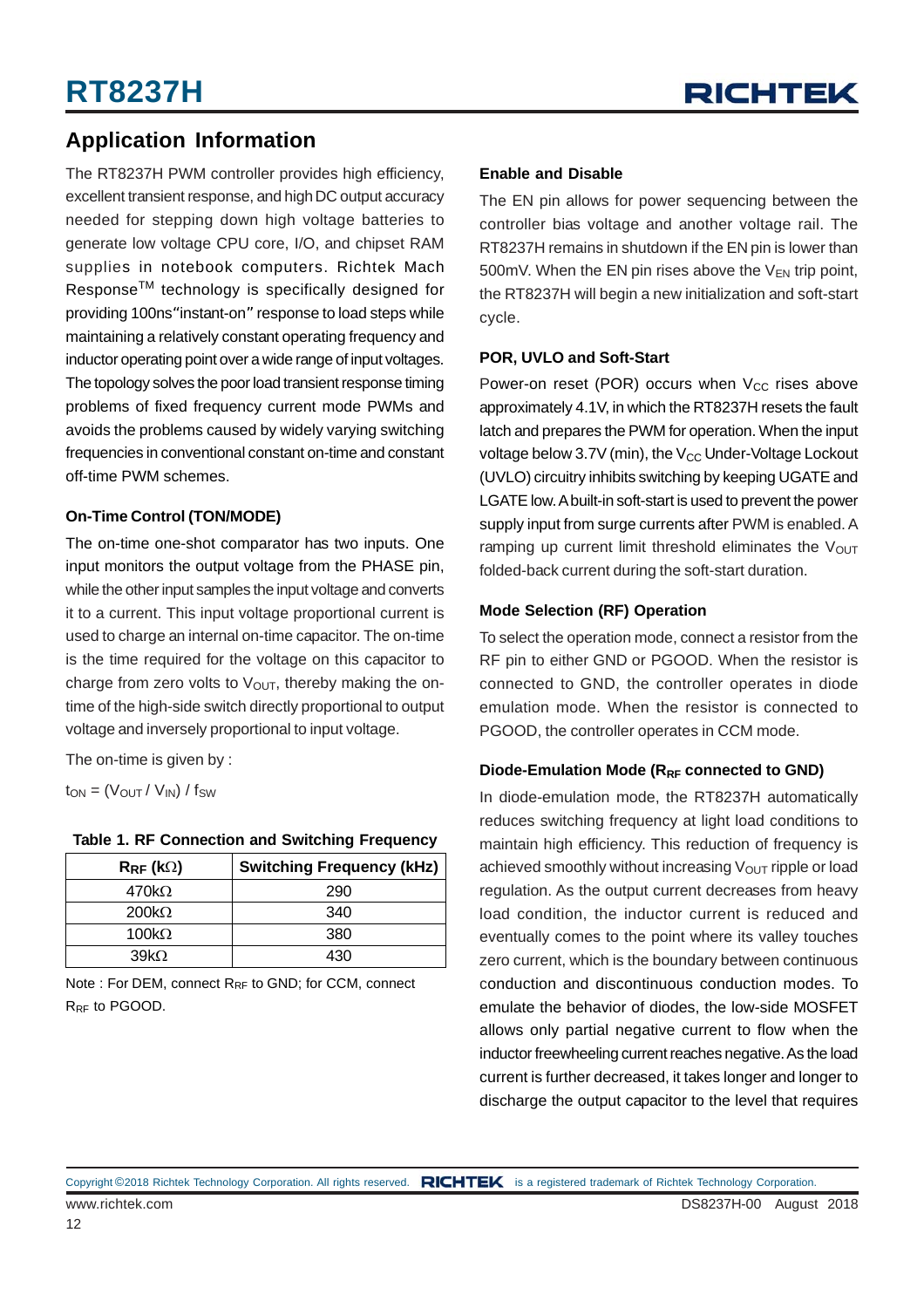## Application Information

The RT8237H PWM controller provides high efficiency, excellent transient response, and high DC output accuracy needed for stepping down high voltage batteries to generate low voltage CPU core, I/O, and chipset RAM supplies in notebook computers. Richtek Mach Response™ technology is specifically designed for providing 100ns "instant-on" response to load steps while maintaining a relatively constant operating frequency and inductor operating point over a wide range of input voltages. The topology solves the poor load transient response timing problems of fixed frequency current mode PWMs and avoids the problems caused by widely varying switching frequencies in conventional constant on-time and constant off-time PWM schemes.

### On-Time Control (TON/MODE)

The on-time one-shot comparator has two inputs. One input monitors the output voltage from the PHASE pin, while the other input samples the input voltage and converts it to a current. This input voltage proportional current is used to charge an internal on-time capacitor. The on-time is the time required for the voltage on this capacitor to charge from zero volts to $V_{OUT}$, thereby making the on-time of the high-side switch directly proportional to output voltage and inversely proportional to input voltage.

The on-time is given by :

$t_{ON} = (V_{OUT} / V_{IN}) / f_{SW}$

**Table 1. RF Connection and Switching Frequency**

| $R_{RF}$ (kΩ) | Switching Frequency (kHz) |
|---|---|
| 470kΩ | 290 |
| 200kΩ | 340 |
| 100kΩ | 380 |
| 39kΩ | 430 |

Note : For DEM, connect $R_{RF}$ to GND; for CCM, connect $R_{RF}$ to PGOOD.

### Enable and Disable

The EN pin allows for power sequencing between the controller bias voltage and another voltage rail. The RT8237H remains in shutdown if the EN pin is lower than 500mV. When the EN pin rises above the $V_{EN}$ trip point, the RT8237H will begin a new initialization and soft-start cycle.

### POR, UVLO and Soft-Start

Power-on reset (POR) occurs when $V_{CC}$ rises above approximately 4.1V, in which the RT8237H resets the fault latch and prepares the PWM for operation. When the input voltage below 3.7V (min), the $V_{CC}$ Under-Voltage Lockout (UVLO) circuitry inhibits switching by keeping UGATE and LGATE low. A built-in soft-start is used to prevent the power supply input from surge currents after PWM is enabled. A ramping up current limit threshold eliminates the $V_{OUT}$ folded-back current during the soft-start duration.

### Mode Selection (RF) Operation

To select the operation mode, connect a resistor from the RF pin to either GND or PGOOD. When the resistor is connected to GND, the controller operates in diode emulation mode. When the resistor is connected to PGOOD, the controller operates in CCM mode.

### Diode-Emulation Mode ($R_{RF}$ connected to GND)

In diode-emulation mode, the RT8237H automatically reduces switching frequency at light load conditions to maintain high efficiency. This reduction of frequency is achieved smoothly without increasing $V_{OUT}$ ripple or load regulation. As the output current decreases from heavy load condition, the inductor current is reduced and eventually comes to the point where its valley touches zero current, which is the boundary between continuous conduction and discontinuous conduction modes. To emulate the behavior of diodes, the low-side MOSFET allows only partial negative current to flow when the inductor freewheeling current reaches negative. As the load current is further decreased, it takes longer and longer to discharge the output capacitor to the level that requires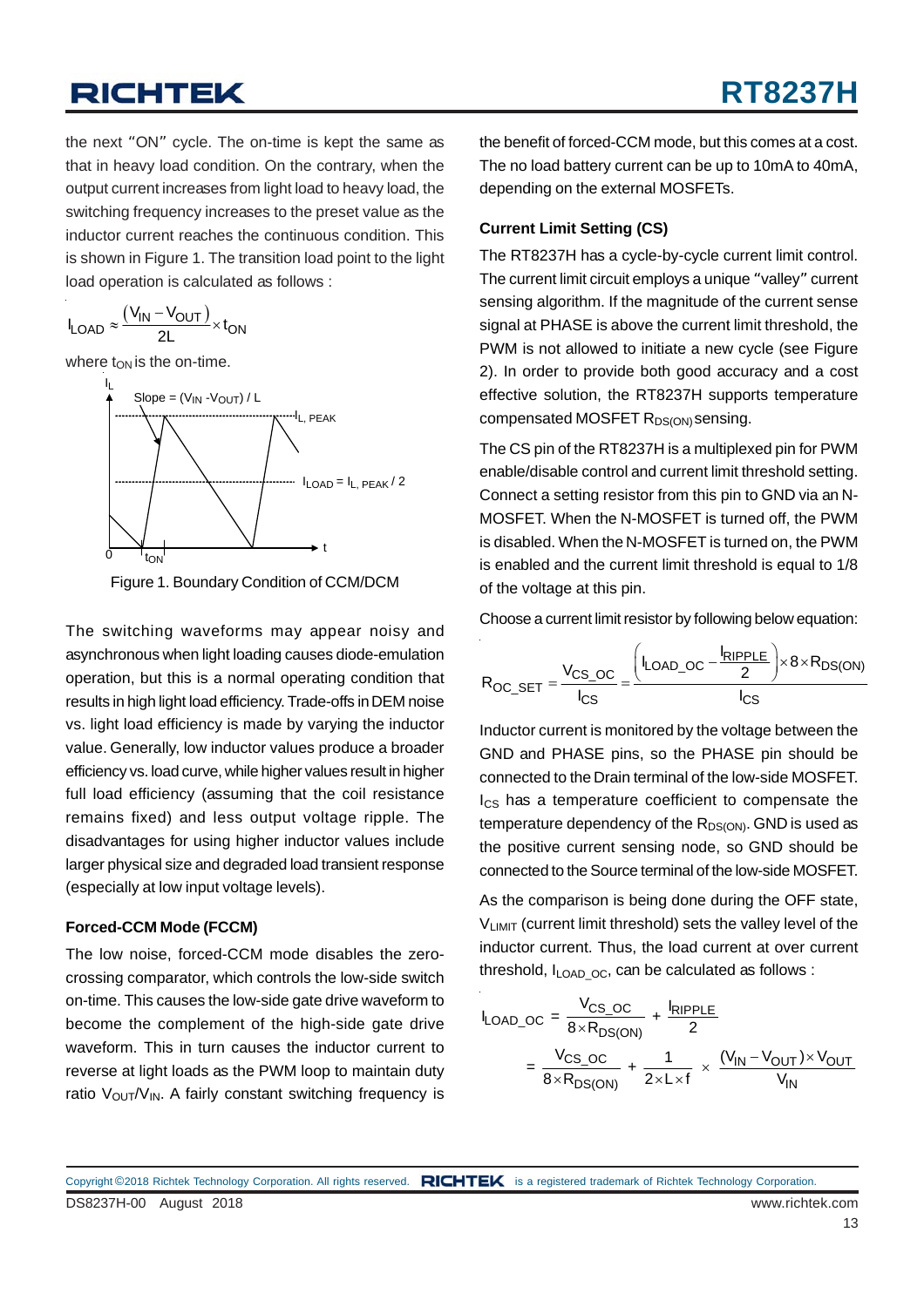the next "ON" cycle. The on-time is kept the same as that in heavy load condition. On the contrary, when the output current increases from light load to heavy load, the switching frequency increases to the preset value as the inductor current reaches the continuous condition. This is shown in Figure 1. The transition load point to the light load operation is calculated as follows :

$$I_{LOAD} \approx \frac{(V_{IN} - V_{OUT})}{2L} \times t_{ON}$$

where $t_{ON}$ is the on-time.

Figure 1. Boundary Condition of CCM/DCM

The switching waveforms may appear noisy and asynchronous when light loading causes diode-emulation operation, but this is a normal operating condition that results in high light load efficiency. Trade-offs in DEM noise vs. light load efficiency is made by varying the inductor value. Generally, low inductor values produce a broader efficiency vs. load curve, while higher values result in higher full load efficiency (assuming that the coil resistance remains fixed) and less output voltage ripple. The disadvantages for using higher inductor values include larger physical size and degraded load transient response (especially at low input voltage levels).

**Forced-CCM Mode (FCCM)**

The low noise, forced-CCM mode disables the zero-crossing comparator, which controls the low-side switch on-time. This causes the low-side gate drive waveform to become the complement of the high-side gate drive waveform. This in turn causes the inductor current to reverse at light loads as the PWM loop to maintain duty ratio $V_{OUT}/V_{IN}$. A fairly constant switching frequency is the benefit of forced-CCM mode, but this comes at a cost. The no load battery current can be up to 10mA to 40mA, depending on the external MOSFETs.

**Current Limit Setting (CS)**

The RT8237H has a cycle-by-cycle current limit control. The current limit circuit employs a unique "valley" current sensing algorithm. If the magnitude of the current sense signal at PHASE is above the current limit threshold, the PWM is not allowed to initiate a new cycle (see Figure 2). In order to provide both good accuracy and a cost effective solution, the RT8237H supports temperature compensated MOSFET $R_{DS(ON)}$ sensing.

The CS pin of the RT8237H is a multiplexed pin for PWM enable/disable control and current limit threshold setting. Connect a setting resistor from this pin to GND via an N-MOSFET. When the N-MOSFET is turned off, the PWM is disabled. When the N-MOSFET is turned on, the PWM is enabled and the current limit threshold is equal to 1/8 of the voltage at this pin.

Choose a current limit resistor by following below equation:

$$R_{OC\_SET} = \frac{V_{CS\_OC}}{I_{CS}} = \frac{\left(I_{LOAD\_OC} - \frac{I_{RIPPLE}}{2}\right) \times 8 \times R_{DS(ON)}}{I_{CS}}$$

Inductor current is monitored by the voltage between the GND and PHASE pins, so the PHASE pin should be connected to the Drain terminal of the low-side MOSFET. $I_{CS}$ has a temperature coefficient to compensate the temperature dependency of the $R_{DS(ON)}$. GND is used as the positive current sensing node, so GND should be connected to the Source terminal of the low-side MOSFET.

As the comparison is being done during the OFF state, $V_{LIMIT}$ (current limit threshold) sets the valley level of the inductor current. Thus, the load current at over current threshold, $I_{LOAD\_OC}$, can be calculated as follows :

$$I_{LOAD\_OC} = \frac{V_{CS\_OC}}{8 \times R_{DS(ON)}} + \frac{I_{RIPPLE}}{2} = \frac{V_{CS\_OC}}{8 \times R_{DS(ON)}} + \frac{1}{2 \times L \times f} \times \frac{(V_{IN} - V_{OUT}) \times V_{OUT}}{V_{IN}}$$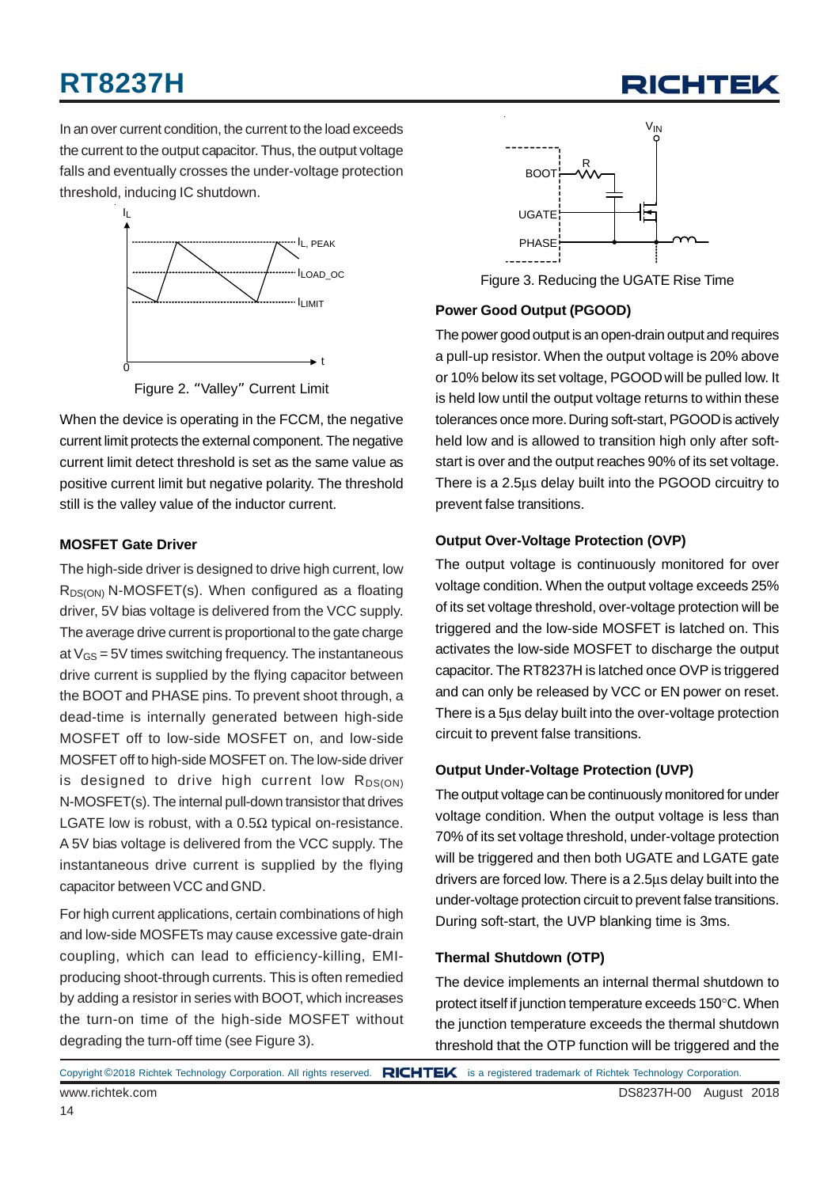In an over current condition, the current to the load exceeds the current to the output capacitor. Thus, the output voltage falls and eventually crosses the under-voltage protection threshold, inducing IC shutdown.

Figure 2. “Valley” Current Limit

When the device is operating in the FCCM, the negative current limit protects the external component. The negative current limit detect threshold is set as the same value as positive current limit but negative polarity. The threshold still is the valley value of the inductor current.

### MOSFET Gate Driver

The high-side driver is designed to drive high current, low $R_{DS(ON)}$ N-MOSFET(s). When configured as a floating driver, 5V bias voltage is delivered from the VCC supply. The average drive current is proportional to the gate charge at $V_{GS}$ = 5V times switching frequency. The instantaneous drive current is supplied by the flying capacitor between the BOOT and PHASE pins. To prevent shoot through, a dead-time is internally generated between high-side MOSFET off to low-side MOSFET on, and low-side MOSFET off to high-side MOSFET on. The low-side driver is designed to drive high current low $R_{DS(ON)}$ N-MOSFET(s). The internal pull-down transistor that drives LGATE low is robust, with a 0.5Ω typical on-resistance. A 5V bias voltage is delivered from the VCC supply. The instantaneous drive current is supplied by the flying capacitor between VCC and GND.

For high current applications, certain combinations of high and low-side MOSFETs may cause excessive gate-drain coupling, which can lead to efficiency-killing, EMI-producing shoot-through currents. This is often remedied by adding a resistor in series with BOOT, which increases the turn-on time of the high-side MOSFET without degrading the turn-off time (see Figure 3).

Figure 3. Reducing the UGATE Rise Time

### Power Good Output (PGOOD)

The power good output is an open-drain output and requires a pull-up resistor. When the output voltage is 20% above or 10% below its set voltage, PGOOD will be pulled low. It is held low until the output voltage returns to within these tolerances once more. During soft-start, PGOOD is actively held low and is allowed to transition high only after soft-start is over and the output reaches 90% of its set voltage. There is a 2.5μs delay built into the PGOOD circuitry to prevent false transitions.

### Output Over-Voltage Protection (OVP)

The output voltage is continuously monitored for over voltage condition. When the output voltage exceeds 25% of its set voltage threshold, over-voltage protection will be triggered and the low-side MOSFET is latched on. This activates the low-side MOSFET to discharge the output capacitor. The RT8237H is latched once OVP is triggered and can only be released by VCC or EN power on reset. There is a 5μs delay built into the over-voltage protection circuit to prevent false transitions.

### Output Under-Voltage Protection (UVP)

The output voltage can be continuously monitored for under voltage condition. When the output voltage is less than 70% of its set voltage threshold, under-voltage protection will be triggered and then both UGATE and LGATE gate drivers are forced low. There is a 2.5μs delay built into the under-voltage protection circuit to prevent false transitions. During soft-start, the UVP blanking time is 3ms.

### Thermal Shutdown (OTP)

The device implements an internal thermal shutdown to protect itself if junction temperature exceeds 150°C. When the junction temperature exceeds the thermal shutdown threshold that the OTP function will be triggered and the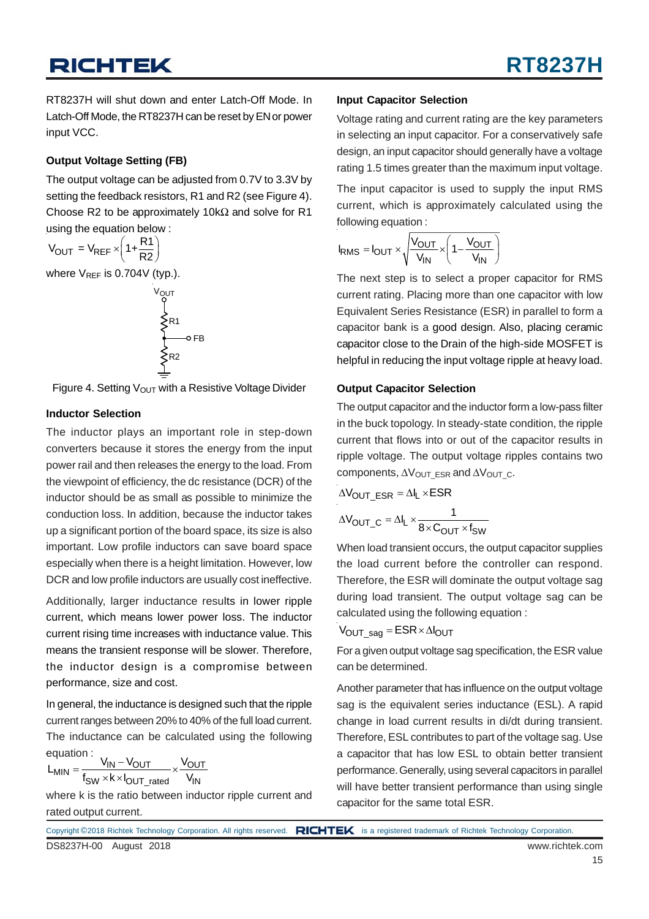RT8237H will shut down and enter Latch-Off Mode. In Latch-Off Mode, the RT8237H can be reset by EN or power input VCC.

### Output Voltage Setting (FB)

The output voltage can be adjusted from 0.7V to 3.3V by setting the feedback resistors, R1 and R2 (see Figure 4). Choose R2 to be approximately 10kΩ and solve for R1 using the equation below :

$$V_{OUT} = V_{REF} \times \left(1 + \frac{R1}{R2}\right)$$

where $V_{REF}$ is 0.704V (typ.).

Figure 4. Setting $V_{OUT}$ with a Resistive Voltage Divider

### Inductor Selection

The inductor plays an important role in step-down converters because it stores the energy from the input power rail and then releases the energy to the load. From the viewpoint of efficiency, the dc resistance (DCR) of the inductor should be as small as possible to minimize the conduction loss. In addition, because the inductor takes up a significant portion of the board space, its size is also important. Low profile inductors can save board space especially when there is a height limitation. However, low DCR and low profile inductors are usually cost ineffective.

Additionally, larger inductance results in lower ripple current, which means lower power loss. The inductor current rising time increases with inductance value. This means the transient response will be slower. Therefore, the inductor design is a compromise between performance, size and cost.

In general, the inductance is designed such that the ripple current ranges between 20% to 40% of the full load current. The inductance can be calculated using the following equation :

$$L_{MIN} = \frac{V_{IN} - V_{OUT}}{f_{SW} \times k \times I_{OUT\_rated}} \times \frac{V_{OUT}}{V_{IN}}$$

where k is the ratio between inductor ripple current and rated output current.

### Input Capacitor Selection

Voltage rating and current rating are the key parameters in selecting an input capacitor. For a conservatively safe design, an input capacitor should generally have a voltage rating 1.5 times greater than the maximum input voltage.

The input capacitor is used to supply the input RMS current, which is approximately calculated using the following equation :

$$I_{RMS} = I_{OUT} \times \sqrt{\frac{V_{OUT}}{V_{IN}} \times \left(1 - \frac{V_{OUT}}{V_{IN}}\right)}$$

The next step is to select a proper capacitor for RMS current rating. Placing more than one capacitor with low Equivalent Series Resistance (ESR) in parallel to form a capacitor bank is a good design. Also, placing ceramic capacitor close to the Drain of the high-side MOSFET is helpful in reducing the input voltage ripple at heavy load.

### Output Capacitor Selection

The output capacitor and the inductor form a low-pass filter in the buck topology. In steady-state condition, the ripple current that flows into or out of the capacitor results in ripple voltage. The output voltage ripples contains two components, $\Delta V_{OUT\_ESR}$ and $\Delta V_{OUT\_C}$.

$$\Delta V_{OUT\_ESR} = \Delta I_L \times ESR$$

$$\Delta V_{OUT\_C} = \Delta I_L \times \frac{1}{8 \times C_{OUT} \times f_{SW}}$$

When load transient occurs, the output capacitor supplies the load current before the controller can respond. Therefore, the ESR will dominate the output voltage sag during load transient. The output voltage sag can be calculated using the following equation :

$$V_{OUT\_sag} = ESR \times \Delta I_{OUT}$$

For a given output voltage sag specification, the ESR value can be determined.

Another parameter that has influence on the output voltage sag is the equivalent series inductance (ESL). A rapid change in load current results in di/dt during transient. Therefore, ESL contributes to part of the voltage sag. Use a capacitor that has low ESL to obtain better transient performance. Generally, using several capacitors in parallel will have better transient performance than using single capacitor for the same total ESR.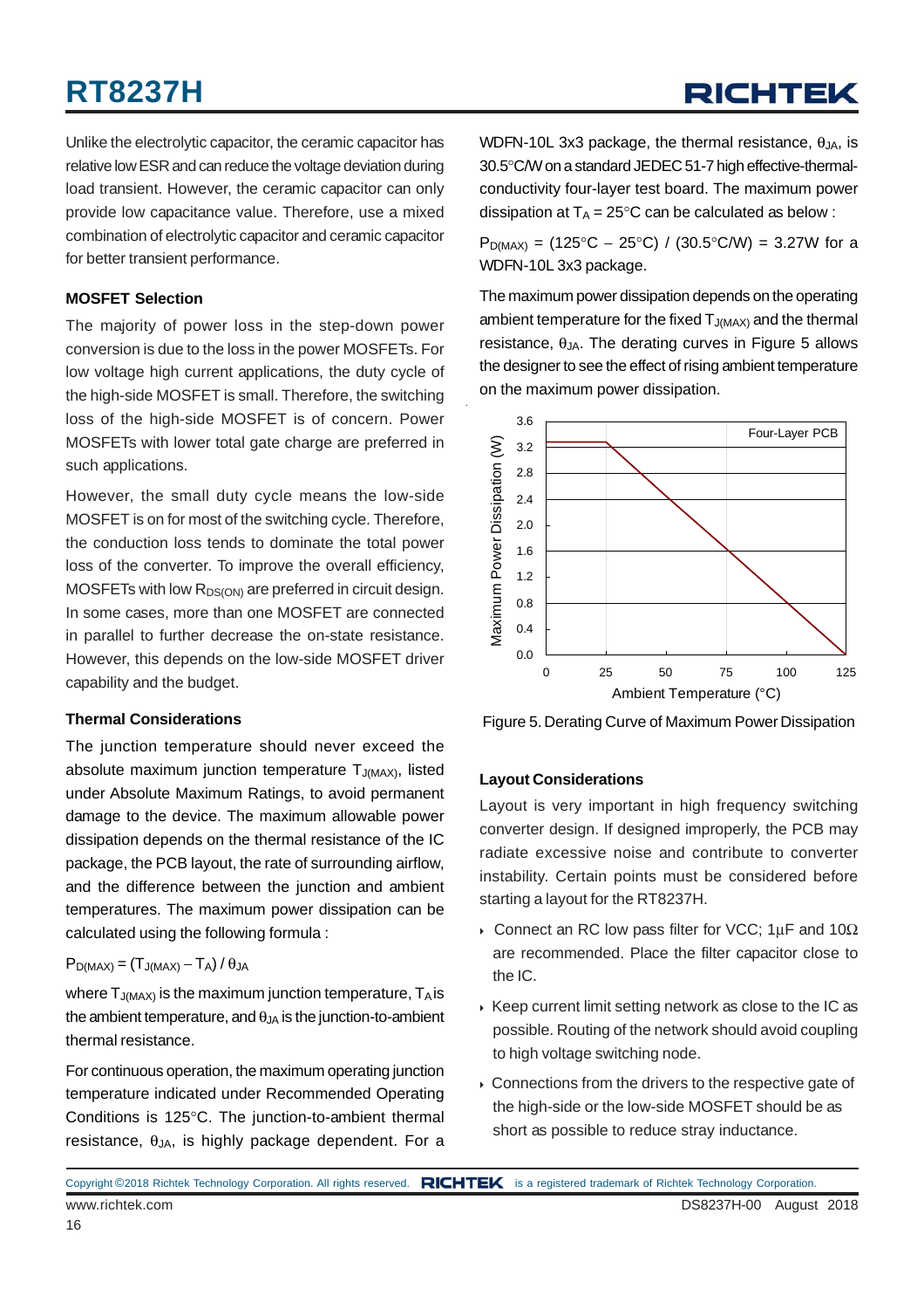Unlike the electrolytic capacitor, the ceramic capacitor has relative low ESR and can reduce the voltage deviation during load transient. However, the ceramic capacitor can only provide low capacitance value. Therefore, use a mixed combination of electrolytic capacitor and ceramic capacitor for better transient performance.

**MOSFET Selection**

The majority of power loss in the step-down power conversion is due to the loss in the power MOSFETs. For low voltage high current applications, the duty cycle of the high-side MOSFET is small. Therefore, the switching loss of the high-side MOSFET is of concern. Power MOSFETs with lower total gate charge are preferred in such applications.

However, the small duty cycle means the low-side MOSFET is on for most of the switching cycle. Therefore, the conduction loss tends to dominate the total power loss of the converter. To improve the overall efficiency, MOSFETs with low $R_{DS(ON)}$ are preferred in circuit design. In some cases, more than one MOSFET are connected in parallel to further decrease the on-state resistance. However, this depends on the low-side MOSFET driver capability and the budget.

**Thermal Considerations**

The junction temperature should never exceed the absolute maximum junction temperature $T_{J(MAX)}$, listed under Absolute Maximum Ratings, to avoid permanent damage to the device. The maximum allowable power dissipation depends on the thermal resistance of the IC package, the PCB layout, the rate of surrounding airflow, and the difference between the junction and ambient temperatures. The maximum power dissipation can be calculated using the following formula :

$$P_{D(MAX)} = (T_{J(MAX)} - T_A) / \theta_{JA}$$

where $T_{J(MAX)}$ is the maximum junction temperature, $T_A$ is the ambient temperature, and $\theta_{JA}$ is the junction-to-ambient thermal resistance.

For continuous operation, the maximum operating junction temperature indicated under Recommended Operating Conditions is 125°C. The junction-to-ambient thermal resistance, $\theta_{JA}$, is highly package dependent. For a WDFN-10L 3x3 package, the thermal resistance, $\theta_{JA}$, is 30.5°C/W on a standard JEDEC 51-7 high effective-thermal-conductivity four-layer test board. The maximum power dissipation at $T_A$ = 25°C can be calculated as below :

$P_{D(MAX)}$ = (125°C − 25°C) / (30.5°C/W) = 3.27W for a WDFN-10L 3x3 package.

The maximum power dissipation depends on the operating ambient temperature for the fixed $T_{J(MAX)}$ and the thermal resistance, $\theta_{JA}$. The derating curves in Figure 5 allows the designer to see the effect of rising ambient temperature on the maximum power dissipation.

Figure 5. Derating Curve of Maximum Power Dissipation

**Layout Considerations**

Layout is very important in high frequency switching converter design. If designed improperly, the PCB may radiate excessive noise and contribute to converter instability. Certain points must be considered before starting a layout for the RT8237H.

- Connect an RC low pass filter for VCC; 1μF and 10Ω are recommended. Place the filter capacitor close to the IC.
- Keep current limit setting network as close to the IC as possible. Routing of the network should avoid coupling to high voltage switching node.
- Connections from the drivers to the respective gate of the high-side or the low-side MOSFET should be as short as possible to reduce stray inductance.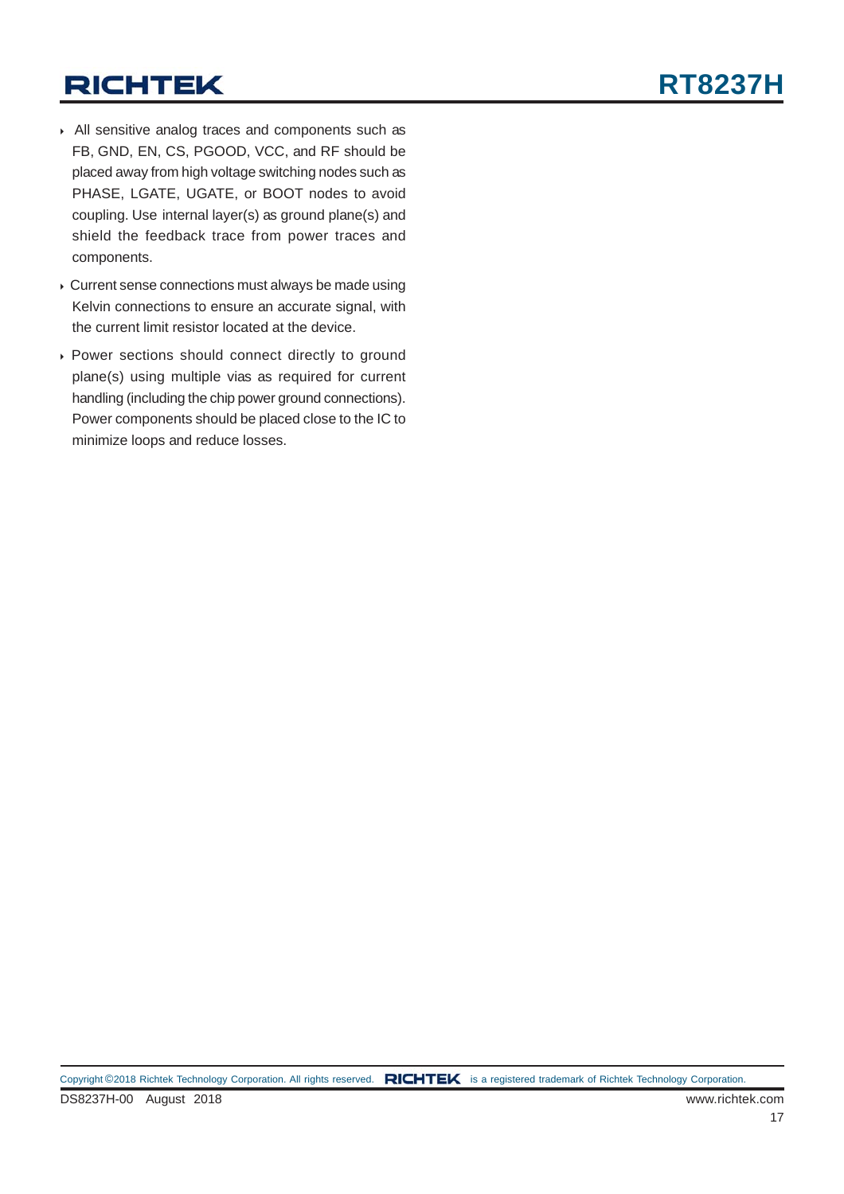- All sensitive analog traces and components such as FB, GND, EN, CS, PGOOD, VCC, and RF should be placed away from high voltage switching nodes such as PHASE, LGATE, UGATE, or BOOT nodes to avoid coupling. Use internal layer(s) as ground plane(s) and shield the feedback trace from power traces and components.
- Current sense connections must always be made using Kelvin connections to ensure an accurate signal, with the current limit resistor located at the device.
- Power sections should connect directly to ground plane(s) using multiple vias as required for current handling (including the chip power ground connections). Power components should be placed close to the IC to minimize loops and reduce losses.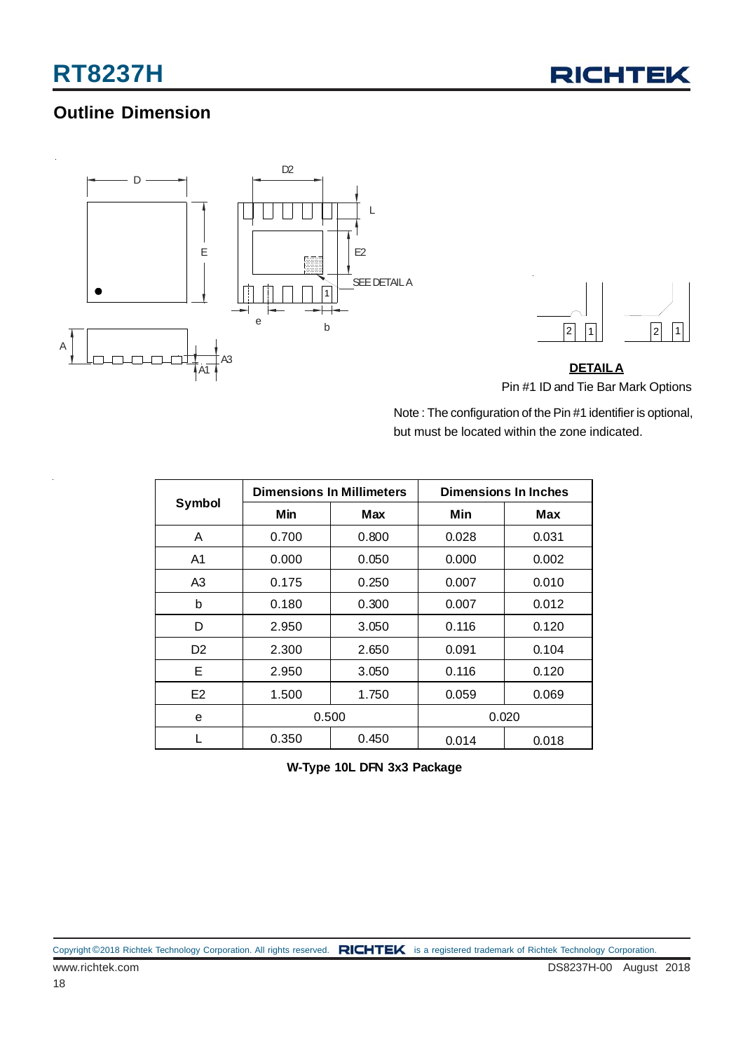## Outline Dimension

**DETAIL A**

Pin #1 ID and Tie Bar Mark Options

Note : The configuration of the Pin #1 identifier is optional, but must be located within the zone indicated.

| Symbol | Dimensions In Millimeters | | Dimensions In Inches | |
|---|---|---|---|---|
| | Min | Max | Min | Max |
| A | 0.700 | 0.800 | 0.028 | 0.031 |
| A1 | 0.000 | 0.050 | 0.000 | 0.002 |
| A3 | 0.175 | 0.250 | 0.007 | 0.010 |
| b | 0.180 | 0.300 | 0.007 | 0.012 |
| D | 2.950 | 3.050 | 0.116 | 0.120 |
| D2 | 2.300 | 2.650 | 0.091 | 0.104 |
| E | 2.950 | 3.050 | 0.116 | 0.120 |
| E2 | 1.500 | 1.750 | 0.059 | 0.069 |
| e | 0.500 | | 0.020 | |
| L | 0.350 | 0.450 | 0.014 | 0.018 |

**W-Type 10L DFN 3x3 Package**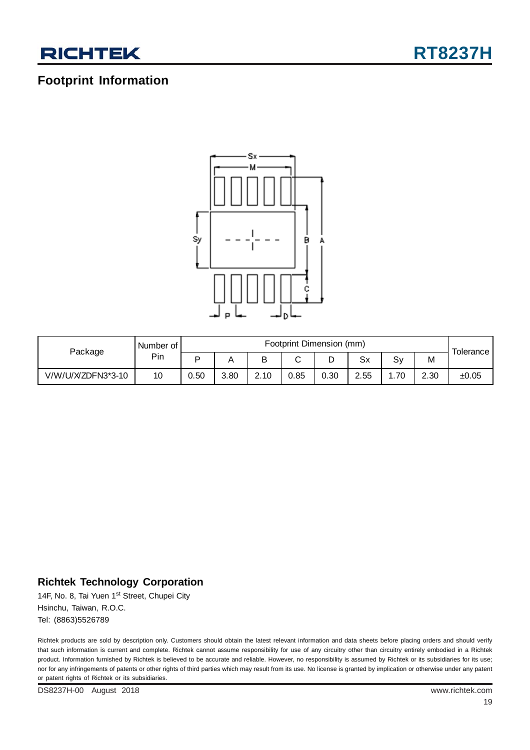## Footprint Information

Sx

M

Sy

B

A

C

P

D

| Package | Number of Pin | Footprint Dimension (mm) | | | | | | | | Tolerance |
|---|---|---|---|---|---|---|---|---|---|---|
| | | P | A | B | C | D | Sx | Sy | M | |
| V/W/U/X/ZDFN3*3-10 | 10 | 0.50 | 3.80 | 2.10 | 0.85 | 0.30 | 2.55 | 1.70 | 2.30 | ±0.05 |

### Richtek Technology Corporation

14F, No. 8, Tai Yuen 1st Street, Chupei City
Hsinchu, Taiwan, R.O.C.
Tel: (8863)5526789

Richtek products are sold by description only. Customers should obtain the latest relevant information and data sheets before placing orders and should verify that such information is current and complete. Richtek cannot assume responsibility for use of any circuitry other than circuitry entirely embodied in a Richtek product. Information furnished by Richtek is believed to be accurate and reliable. However, no responsibility is assumed by Richtek or its subsidiaries for its use; nor for any infringements of patents or other rights of third parties which may result from its use. No license is granted by implication or otherwise under any patent or patent rights of Richtek or its subsidiaries.